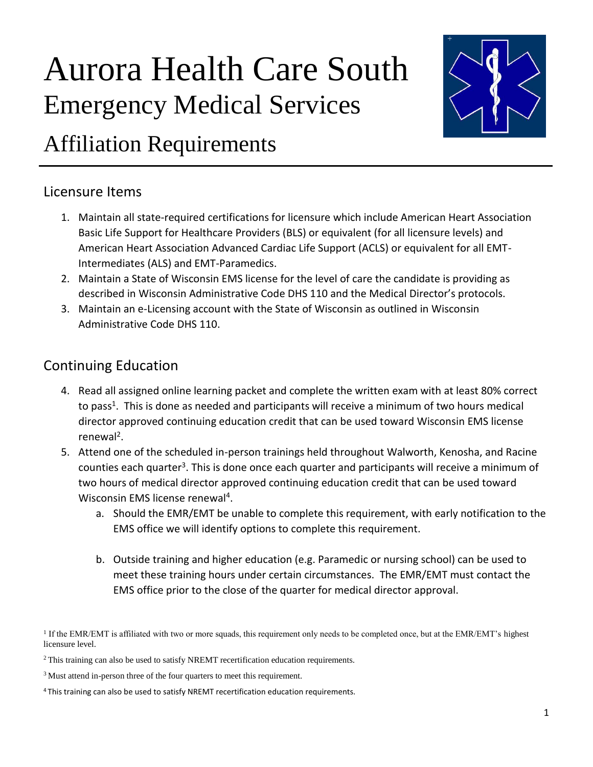# Aurora Health Care South

## Emergency Medical Services

## Affiliation Requirements

### Licensure Items

1. Maintain all state-required certifications for licensure which include American Heart Association Basic Life Support for Healthcare Providers (BLS) or equivalent (for all licensure levels) and American Heart Association Advanced Cardiac Life Support (ACLS) or equivalent for all EMT-Intermediates (ALS) and EMT-Paramedics.
2. Maintain a State of Wisconsin EMS license for the level of care the candidate is providing as described in Wisconsin Administrative Code DHS 110 and the Medical Director's protocols.
3. Maintain an e-Licensing account with the State of Wisconsin as outlined in Wisconsin Administrative Code DHS 110.

### Continuing Education

4. Read all assigned online learning packet and complete the written exam with at least 80% correct to pass[1]. This is done as needed and participants will receive a minimum of two hours medical director approved continuing education credit that can be used toward Wisconsin EMS license renewal[2].
5. Attend one of the scheduled in-person trainings held throughout Walworth, Kenosha, and Racine counties each quarter[3]. This is done once each quarter and participants will receive a minimum of two hours of medical director approved continuing education credit that can be used toward Wisconsin EMS license renewal[4].
   a. Should the EMR/EMT be unable to complete this requirement, with early notification to the EMS office we will identify options to complete this requirement.
   b. Outside training and higher education (e.g. Paramedic or nursing school) can be used to meet these training hours under certain circumstances. The EMR/EMT must contact the EMS office prior to the close of the quarter for medical director approval.

[1] If the EMR/EMT is affiliated with two or more squads, this requirement only needs to be completed once, but at the EMR/EMT's highest licensure level.

[2] This training can also be used to satisfy NREMT recertification education requirements.

[3] Must attend in-person three of the four quarters to meet this requirement.

[4] This training can also be used to satisfy NREMT recertification education requirements.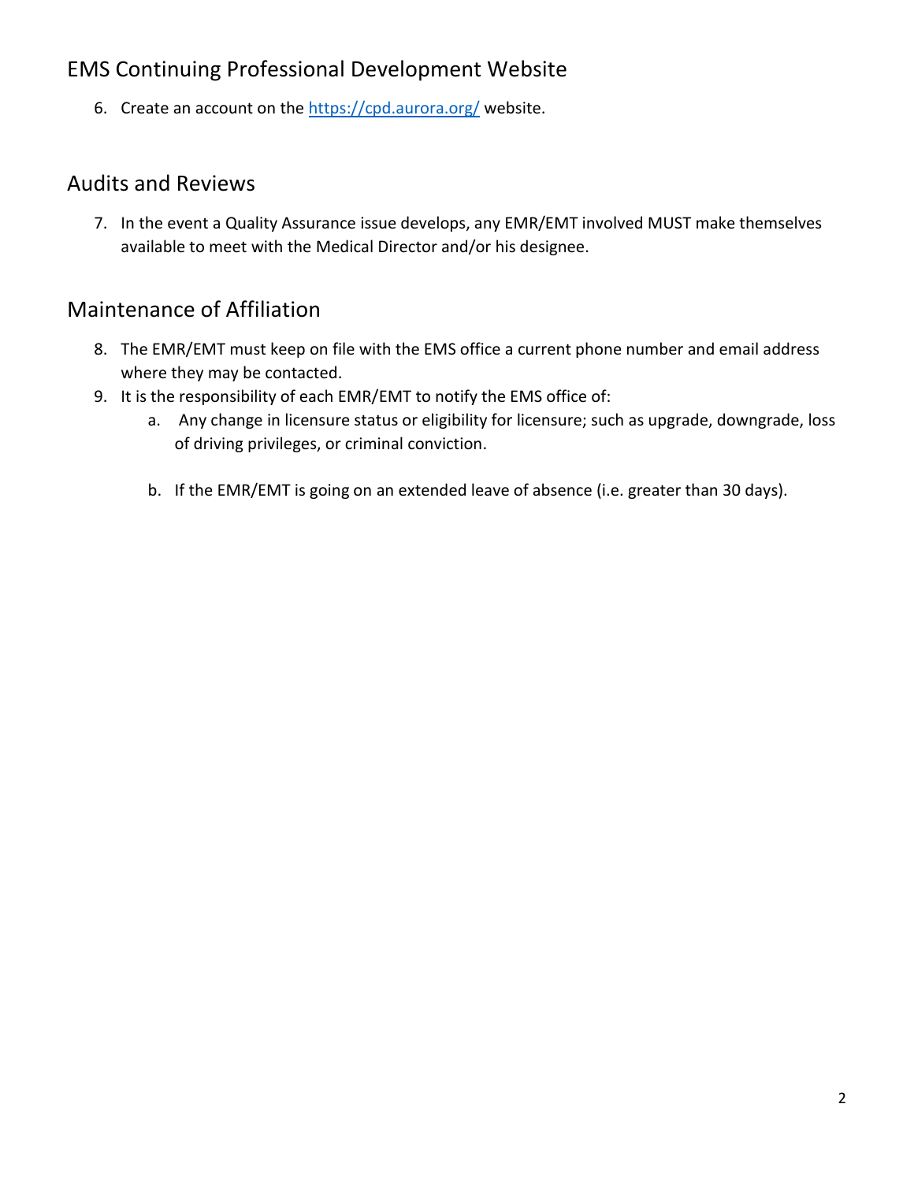## EMS Continuing Professional Development Website

6. Create an account on the [https://cpd.aurora.org/](https://cpd.aurora.org/) website.

## Audits and Reviews

7. In the event a Quality Assurance issue develops, any EMR/EMT involved MUST make themselves available to meet with the Medical Director and/or his designee.

## Maintenance of Affiliation

8. The EMR/EMT must keep on file with the EMS office a current phone number and email address where they may be contacted.
9. It is the responsibility of each EMR/EMT to notify the EMS office of:
   a. Any change in licensure status or eligibility for licensure; such as upgrade, downgrade, loss of driving privileges, or criminal conviction.

   b. If the EMR/EMT is going on an extended leave of absence (i.e. greater than 30 days).